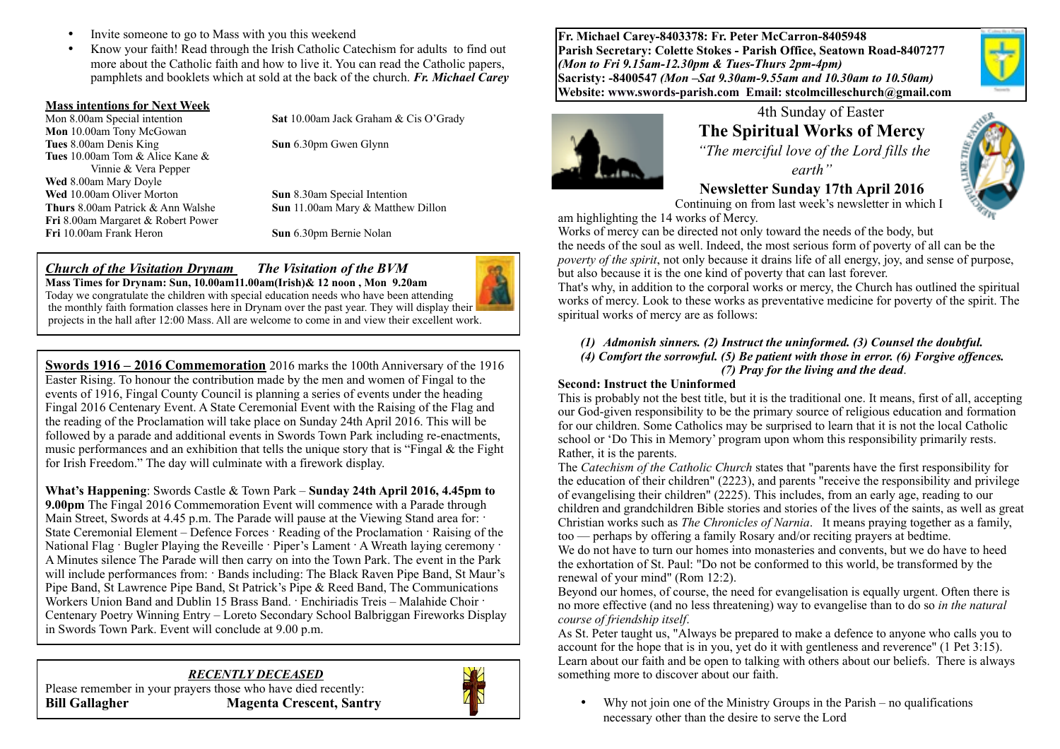- Invite someone to go to Mass with you this weekend
- Know your faith! Read through the Irish Catholic Catechism for adults to find out more about the Catholic faith and how to live it. You can read the Catholic papers, pamphlets and booklets which at sold at the back of the church. ***Fr. Michael Carey***

**Mass intentions for Next Week**

Mon 8.00am Special intention
**Mon** 10.00am Tony McGowan
**Tues** 8.00am Denis King
**Tues** 10.00am Tom & Alice Kane & Vinnie & Vera Pepper
**Wed** 8.00am Mary Doyle
**Wed** 10.00am Oliver Morton
**Thurs** 8.00am Patrick & Ann Walshe
**Fri** 8.00am Margaret & Robert Power
**Fri** 10.00am Frank Heron

**Sat** 10.00am Jack Graham & Cis O'Grady
**Sun** 6.30pm Gwen Glynn
**Sun** 8.30am Special Intention
**Sun** 11.00am Mary & Matthew Dillon
**Sun** 6.30pm Bernie Nolan

***Church of the Visitation Drynam*** ***The Visitation of the BVM***
**Mass Times for Drynam: Sun, 10.00am11.00am(Irish)& 12 noon , Mon 9.20am**
Today we congratulate the children with special education needs who have been attending the monthly faith formation classes here in Drynam over the past year. They will display their projects in the hall after 12:00 Mass. All are welcome to come in and view their excellent work.

**Swords 1916 – 2016 Commemoration** 2016 marks the 100th Anniversary of the 1916 Easter Rising. To honour the contribution made by the men and women of Fingal to the events of 1916, Fingal County Council is planning a series of events under the heading Fingal 2016 Centenary Event. A State Ceremonial Event with the Raising of the Flag and the reading of the Proclamation will take place on Sunday 24th April 2016. This will be followed by a parade and additional events in Swords Town Park including re-enactments, music performances and an exhibition that tells the unique story that is "Fingal & the Fight for Irish Freedom." The day will culminate with a firework display.

**What's Happening**: Swords Castle & Town Park – **Sunday 24th April 2016, 4.45pm to 9.00pm** The Fingal 2016 Commemoration Event will commence with a Parade through Main Street, Swords at 4.45 p.m. The Parade will pause at the Viewing Stand area for: · State Ceremonial Element – Defence Forces · Reading of the Proclamation · Raising of the National Flag · Bugler Playing the Reveille · Piper's Lament · A Wreath laying ceremony · A Minutes silence The Parade will then carry on into the Town Park. The event in the Park will include performances from: · Bands including: The Black Raven Pipe Band, St Maur's Pipe Band, St Lawrence Pipe Band, St Patrick's Pipe & Reed Band, The Communications Workers Union Band and Dublin 15 Brass Band. · Enchiriadis Treis – Malahide Choir · Centenary Poetry Winning Entry – Loreto Secondary School Balbriggan Fireworks Display in Swords Town Park. Event will conclude at 9.00 p.m.

***RECENTLY DECEASED***
Please remember in your prayers those who have died recently:
**Bill Gallagher** **Magenta Crescent, Santry**

**Fr. Michael Carey-8403378: Fr. Peter McCarron-8405948**
**Parish Secretary: Colette Stokes - Parish Office, Seatown Road-8407277**
***(Mon to Fri 9.15am-12.30pm & Tues-Thurs 2pm-4pm)***
**Sacristy: -8400547** ***(Mon –Sat 9.30am-9.55am and 10.30am to 10.50am)***
**Website: www.swords-parish.com Email: stcolmcilleschurch@gmail.com**

4th Sunday of Easter

# The Spiritual Works of Mercy

*"The merciful love of the Lord fills the earth"*

## Newsletter Sunday 17th April 2016

Continuing on from last week's newsletter in which I am highlighting the 14 works of Mercy.

Works of mercy can be directed not only toward the needs of the body, but the needs of the soul as well. Indeed, the most serious form of poverty of all can be the *poverty of the spirit*, not only because it drains life of all energy, joy, and sense of purpose, but also because it is the one kind of poverty that can last forever.

That's why, in addition to the corporal works or mercy, the Church has outlined the spiritual works of mercy. Look to these works as preventative medicine for poverty of the spirit. The spiritual works of mercy are as follows:

***(1) Admonish sinners. (2) Instruct the uninformed. (3) Counsel the doubtful. (4) Comfort the sorrowful. (5) Be patient with those in error. (6) Forgive offences. (7) Pray for the living and the dead.***

**Second: Instruct the Uninformed**

This is probably not the best title, but it is the traditional one. It means, first of all, accepting our God-given responsibility to be the primary source of religious education and formation for our children. Some Catholics may be surprised to learn that it is not the local Catholic school or 'Do This in Memory' program upon whom this responsibility primarily rests. Rather, it is the parents.

The *Catechism of the Catholic Church* states that "parents have the first responsibility for the education of their children" (2223), and parents "receive the responsibility and privilege of evangelising their children" (2225). This includes, from an early age, reading to our children and grandchildren Bible stories and stories of the lives of the saints, as well as great Christian works such as *The Chronicles of Narnia*. It means praying together as a family, too — perhaps by offering a family Rosary and/or reciting prayers at bedtime.

We do not have to turn our homes into monasteries and convents, but we do have to heed the exhortation of St. Paul: "Do not be conformed to this world, be transformed by the renewal of your mind" (Rom 12:2).

Beyond our homes, of course, the need for evangelisation is equally urgent. Often there is no more effective (and no less threatening) way to evangelise than to do so *in the natural course of friendship itself*.

As St. Peter taught us, "Always be prepared to make a defence to anyone who calls you to account for the hope that is in you, yet do it with gentleness and reverence" (1 Pet 3:15). Learn about our faith and be open to talking with others about our beliefs. There is always something more to discover about our faith.

- Why not join one of the Ministry Groups in the Parish – no qualifications necessary other than the desire to serve the Lord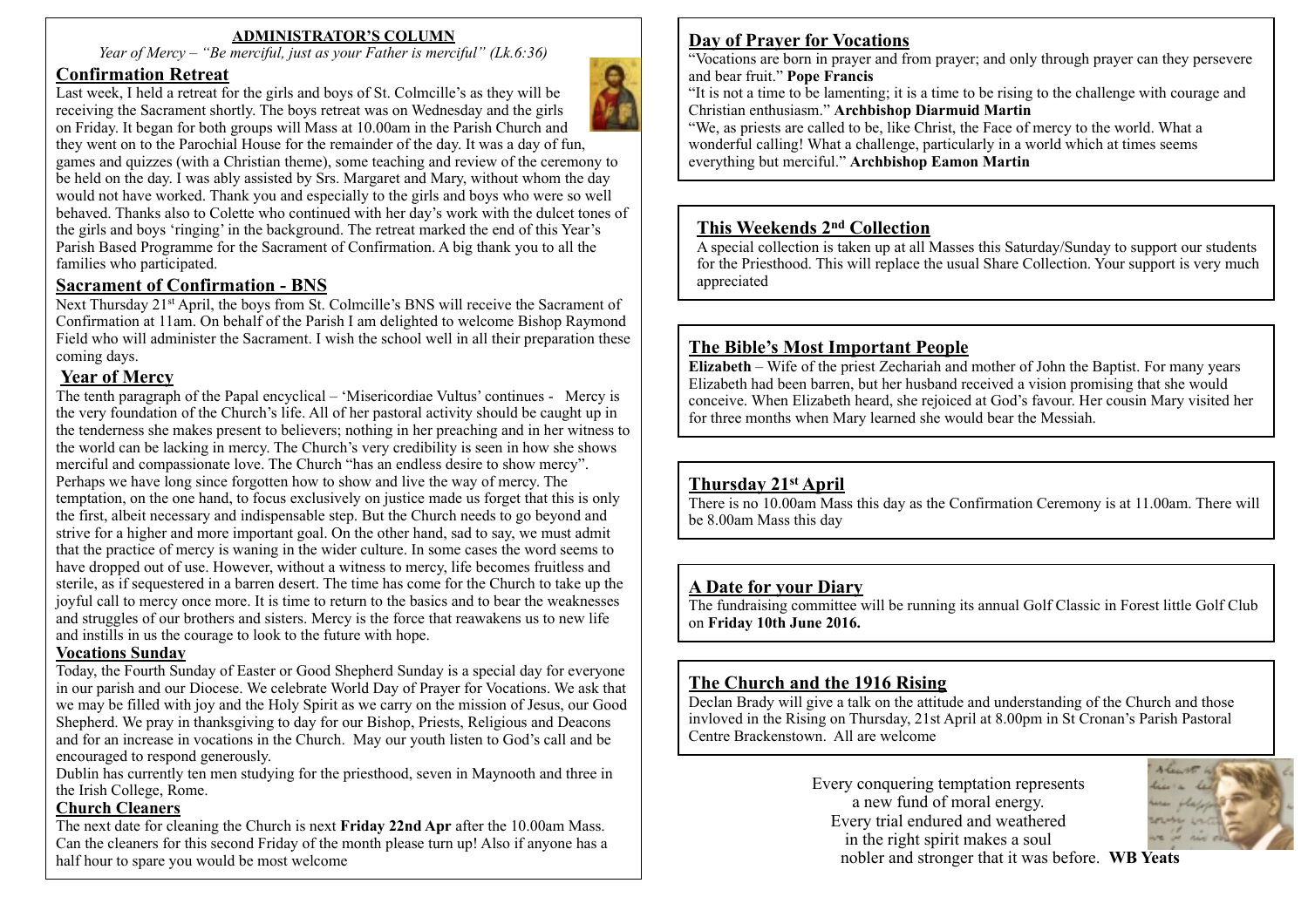## ADMINISTRATOR'S COLUMN

*Year of Mercy – "Be merciful, just as your Father is merciful" (Lk.6:36)*

### Confirmation Retreat

Last week, I held a retreat for the girls and boys of St. Colmcille's as they will be receiving the Sacrament shortly. The boys retreat was on Wednesday and the girls on Friday. It began for both groups will Mass at 10.00am in the Parish Church and they went on to the Parochial House for the remainder of the day. It was a day of fun, games and quizzes (with a Christian theme), some teaching and review of the ceremony to be held on the day. I was ably assisted by Srs. Margaret and Mary, without whom the day would not have worked. Thank you and especially to the girls and boys who were so well behaved. Thanks also to Colette who continued with her day's work with the dulcet tones of the girls and boys 'ringing' in the background. The retreat marked the end of this Year's Parish Based Programme for the Sacrament of Confirmation. A big thank you to all the families who participated.

### Sacrament of Confirmation - BNS

Next Thursday 21st April, the boys from St. Colmcille's BNS will receive the Sacrament of Confirmation at 11am. On behalf of the Parish I am delighted to welcome Bishop Raymond Field who will administer the Sacrament. I wish the school well in all their preparation these coming days.

### Year of Mercy

The tenth paragraph of the Papal encyclical – 'Misericordiae Vultus' continues - Mercy is the very foundation of the Church's life. All of her pastoral activity should be caught up in the tenderness she makes present to believers; nothing in her preaching and in her witness to the world can be lacking in mercy. The Church's very credibility is seen in how she shows merciful and compassionate love. The Church "has an endless desire to show mercy". Perhaps we have long since forgotten how to show and live the way of mercy. The temptation, on the one hand, to focus exclusively on justice made us forget that this is only the first, albeit necessary and indispensable step. But the Church needs to go beyond and strive for a higher and more important goal. On the other hand, sad to say, we must admit that the practice of mercy is waning in the wider culture. In some cases the word seems to have dropped out of use. However, without a witness to mercy, life becomes fruitless and sterile, as if sequestered in a barren desert. The time has come for the Church to take up the joyful call to mercy once more. It is time to return to the basics and to bear the weaknesses and struggles of our brothers and sisters. Mercy is the force that reawakens us to new life and instills in us the courage to look to the future with hope.

### Vocations Sunday

Today, the Fourth Sunday of Easter or Good Shepherd Sunday is a special day for everyone in our parish and our Diocese. We celebrate World Day of Prayer for Vocations. We ask that we may be filled with joy and the Holy Spirit as we carry on the mission of Jesus, our Good Shepherd. We pray in thanksgiving to day for our Bishop, Priests, Religious and Deacons and for an increase in vocations in the Church. May our youth listen to God's call and be encouraged to respond generously.

Dublin has currently ten men studying for the priesthood, seven in Maynooth and three in the Irish College, Rome.

### Church Cleaners

The next date for cleaning the Church is next **Friday 22nd Apr** after the 10.00am Mass. Can the cleaners for this second Friday of the month please turn up! Also if anyone has a half hour to spare you would be most welcome

## Day of Prayer for Vocations

"Vocations are born in prayer and from prayer; and only through prayer can they persevere and bear fruit." **Pope Francis**

"It is not a time to be lamenting; it is a time to be rising to the challenge with courage and Christian enthusiasm." **Archbishop Diarmuid Martin**

"We, as priests are called to be, like Christ, the Face of mercy to the world. What a wonderful calling! What a challenge, particularly in a world which at times seems everything but merciful." **Archbishop Eamon Martin**

## This Weekends 2nd Collection

A special collection is taken up at all Masses this Saturday/Sunday to support our students for the Priesthood. This will replace the usual Share Collection. Your support is very much appreciated

## The Bible's Most Important People

**Elizabeth** – Wife of the priest Zechariah and mother of John the Baptist. For many years Elizabeth had been barren, but her husband received a vision promising that she would conceive. When Elizabeth heard, she rejoiced at God's favour. Her cousin Mary visited her for three months when Mary learned she would bear the Messiah.

## Thursday 21st April

There is no 10.00am Mass this day as the Confirmation Ceremony is at 11.00am. There will be 8.00am Mass this day

## A Date for your Diary

The fundraising committee will be running its annual Golf Classic in Forest little Golf Club on **Friday 10th June 2016.**

## The Church and the 1916 Rising

Declan Brady will give a talk on the attitude and understanding of the Church and those invloved in the Rising on Thursday, 21st April at 8.00pm in St Cronan's Parish Pastoral Centre Brackenstown. All are welcome

Every conquering temptation represents
a new fund of moral energy.
Every trial endured and weathered
in the right spirit makes a soul
nobler and stronger that it was before. **WB Yeats**